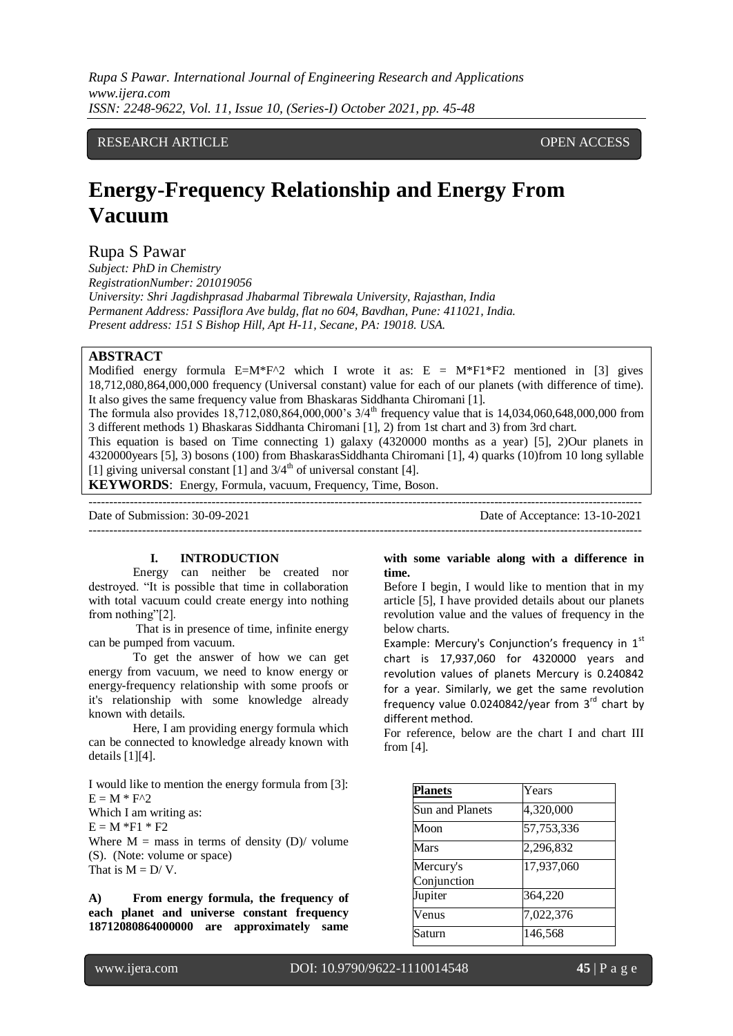# Energy-Frequency Relationship and Energy From Vacuum

RESEARCH ARTICLE OPEN ACCESS

## Rupa S Pawar

*Subject: PhD in Chemistry*
*RegistrationNumber: 201019056*
*University: Shri Jagdishprasad Jhabarmal Tibrewala University, Rajasthan, India*
*Permanent Address: Passiflora Ave buldg, flat no 604, Bavdhan, Pune: 411021, India.*
*Present address: 151 S Bishop Hill, Apt H-11, Secane, PA: 19018. USA.*

## ABSTRACT

Modified energy formula E=M*F^2 which I wrote it as: E = M*F1*F2 mentioned in [3] gives 18,712,080,864,000,000 frequency (Universal constant) value for each of our planets (with difference of time). It also gives the same frequency value from Bhaskaras Siddhanta Chiromani [1].

The formula also provides 18,712,080,864,000,000's 3/4th frequency value that is 14,034,060,648,000,000 from 3 different methods 1) Bhaskaras Siddhanta Chiromani [1], 2) from 1st chart and 3) from 3rd chart.

This equation is based on Time connecting 1) galaxy (4320000 months as a year) [5], 2)Our planets in 4320000years [5], 3) bosons (100) from BhaskarasSiddhanta Chiromani [1], 4) quarks (10)from 10 long syllable [1] giving universal constant [1] and 3/4th of universal constant [4].

**KEYWORDS**: Energy, Formula, vacuum, Frequency, Time, Boson.

---

Date of Submission: 30-09-2021 Date of Acceptance: 13-10-2021

---

## I. INTRODUCTION

Energy can neither be created nor destroyed. "It is possible that time in collaboration with total vacuum could create energy into nothing from nothing"[2].

That is in presence of time, infinite energy can be pumped from vacuum.

To get the answer of how we can get energy from vacuum, we need to know energy or energy-frequency relationship with some proofs or it's relationship with some knowledge already known with details.

Here, I am providing energy formula which can be connected to knowledge already known with details [1][4].

I would like to mention the energy formula from [3]:
E = M * F^2
Which I am writing as:
E = M *F1 * F2
Where M = mass in terms of density (D)/ volume (S). (Note: volume or space)
That is M = D/ V.

**A) From energy formula, the frequency of each planet and universe constant frequency 18712080864000000 are approximately same with some variable along with a difference in time.**

Before I begin, I would like to mention that in my article [5], I have provided details about our planets revolution value and the values of frequency in the below charts.

Example: Mercury's Conjunction's frequency in 1st chart is 17,937,060 for 4320000 years and revolution values of planets Mercury is 0.240842 for a year. Similarly, we get the same revolution frequency value 0.0240842/year from 3rd chart by different method.

For reference, below are the chart I and chart III from [4].

| Planets | Years |
|---|---|
| Sun and Planets | 4,320,000 |
| Moon | 57,753,336 |
| Mars | 2,296,832 |
| Mercury's Conjunction | 17,937,060 |
| Jupiter | 364,220 |
| Venus | 7,022,376 |
| Saturn | 146,568 |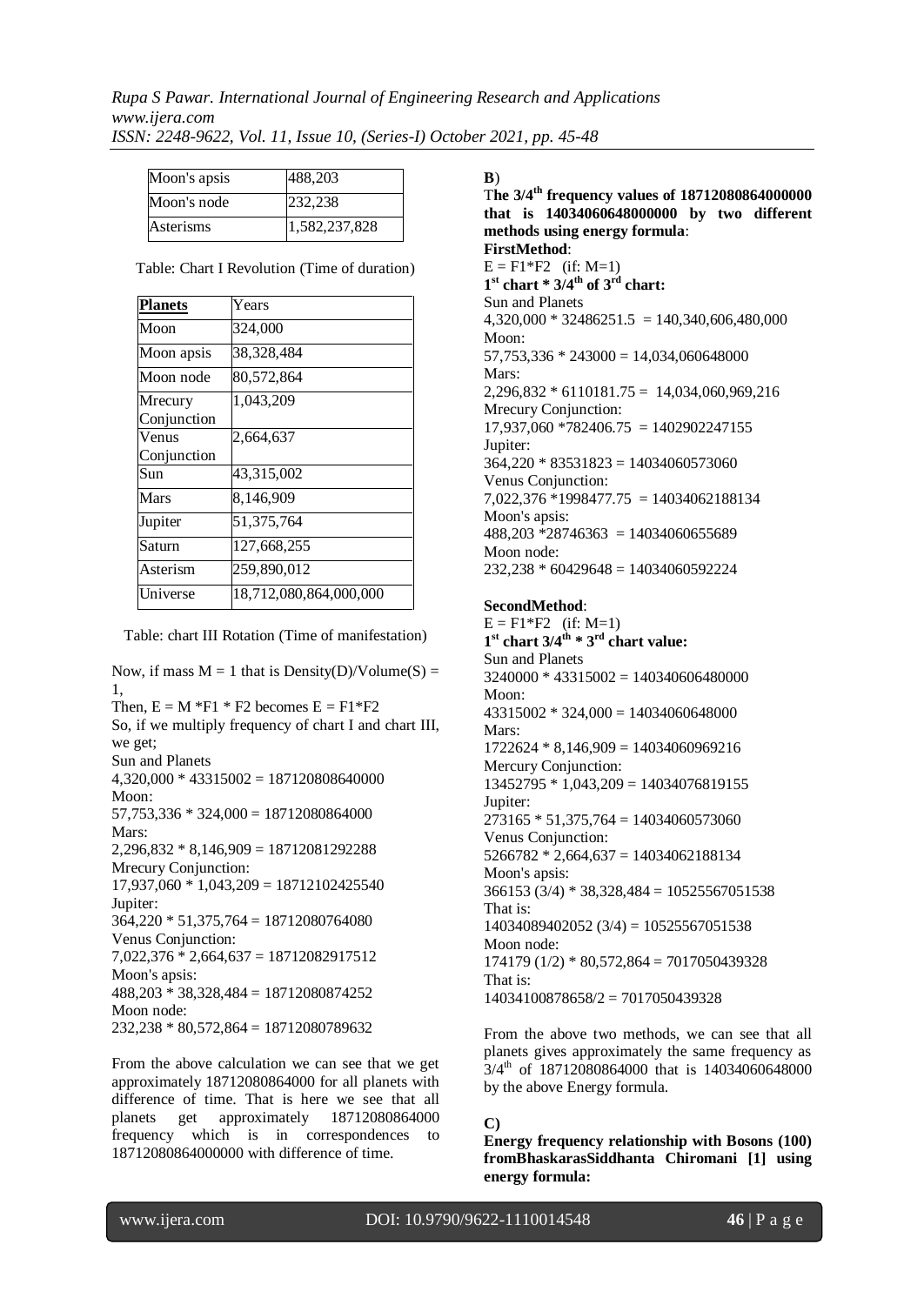| Moon's apsis | 488,203 |
|---|---|
| Moon's node | 232,238 |
| Asterisms | 1,582,237,828 |

Table: Chart I Revolution (Time of duration)

| **Planets** | Years |
|---|---|
| Moon | 324,000 |
| Moon apsis | 38,328,484 |
| Moon node | 80,572,864 |
| Mrecury Conjunction | 1,043,209 |
| Venus Conjunction | 2,664,637 |
| Sun | 43,315,002 |
| Mars | 8,146,909 |
| Jupiter | 51,375,764 |
| Saturn | 127,668,255 |
| Asterism | 259,890,012 |
| Universe | 18,712,080,864,000,000 |

Table: chart III Rotation (Time of manifestation)

Now, if mass M = 1 that is Density(D)/Volume(S) = 1,

Then, E = M *F1 * F2 becomes E = F1*F2

So, if we multiply frequency of chart I and chart III, we get;

Sun and Planets
4,320,000 * 43315002 = 187120808640000
Moon:
57,753,336 * 324,000 = 18712080864000
Mars:
2,296,832 * 8,146,909 = 18712081292288
Mrecury Conjunction:
17,937,060 * 1,043,209 = 18712102425540
Jupiter:
364,220 * 51,375,764 = 18712080764080
Venus Conjunction:
7,022,376 * 2,664,637 = 18712082917512
Moon's apsis:
488,203 * 38,328,484 = 18712080874252
Moon node:
232,238 * 80,572,864 = 18712080789632

From the above calculation we can see that we get approximately 18712080864000 for all planets with difference of time. That is here we see that all planets get approximately 18712080864000 frequency which is in correspondences to 18712080864000000 with difference of time.

**B**)

**The 3/4th frequency values of 18712080864000000 that is 14034060648000000 by two different methods using energy formula**:

**FirstMethod**:

E = F1*F2 (if: M=1)

**1st chart * 3/4th of 3rd chart:**

Sun and Planets
4,320,000 * 32486251.5 = 140,340,606,480,000
Moon:
57,753,336 * 243000 = 14,034,060648000
Mars:
2,296,832 * 6110181.75 = 14,034,060,969,216
Mrecury Conjunction:
17,937,060 *782406.75 = 1402902247155
Jupiter:
364,220 * 83531823 = 14034060573060
Venus Conjunction:
7,022,376 *1998477.75 = 14034062188134
Moon's apsis:
488,203 *28746363 = 14034060655689
Moon node:
232,238 * 60429648 = 14034060592224

**SecondMethod**:

E = F1*F2 (if: M=1)

**1st chart 3/4th * 3rd chart value:**

Sun and Planets
3240000 * 43315002 = 140340606480000
Moon:
43315002 * 324,000 = 14034060648000
Mars:
1722624 * 8,146,909 = 14034060969216
Mercury Conjunction:
13452795 * 1,043,209 = 14034076819155
Jupiter:
273165 * 51,375,764 = 14034060573060
Venus Conjunction:
5266782 * 2,664,637 = 14034062188134
Moon's apsis:
366153 (3/4) * 38,328,484 = 10525567051538
That is:
14034089402052 (3/4) = 10525567051538
Moon node:
174179 (1/2) * 80,572,864 = 7017050439328
That is:
14034100878658/2 = 7017050439328

From the above two methods, we can see that all planets gives approximately the same frequency as 3/4th of 18712080864000 that is 14034060648000 by the above Energy formula.

**C)**

**Energy frequency relationship with Bosons (100) fromBhaskarasSiddhanta Chiromani [1] using energy formula:**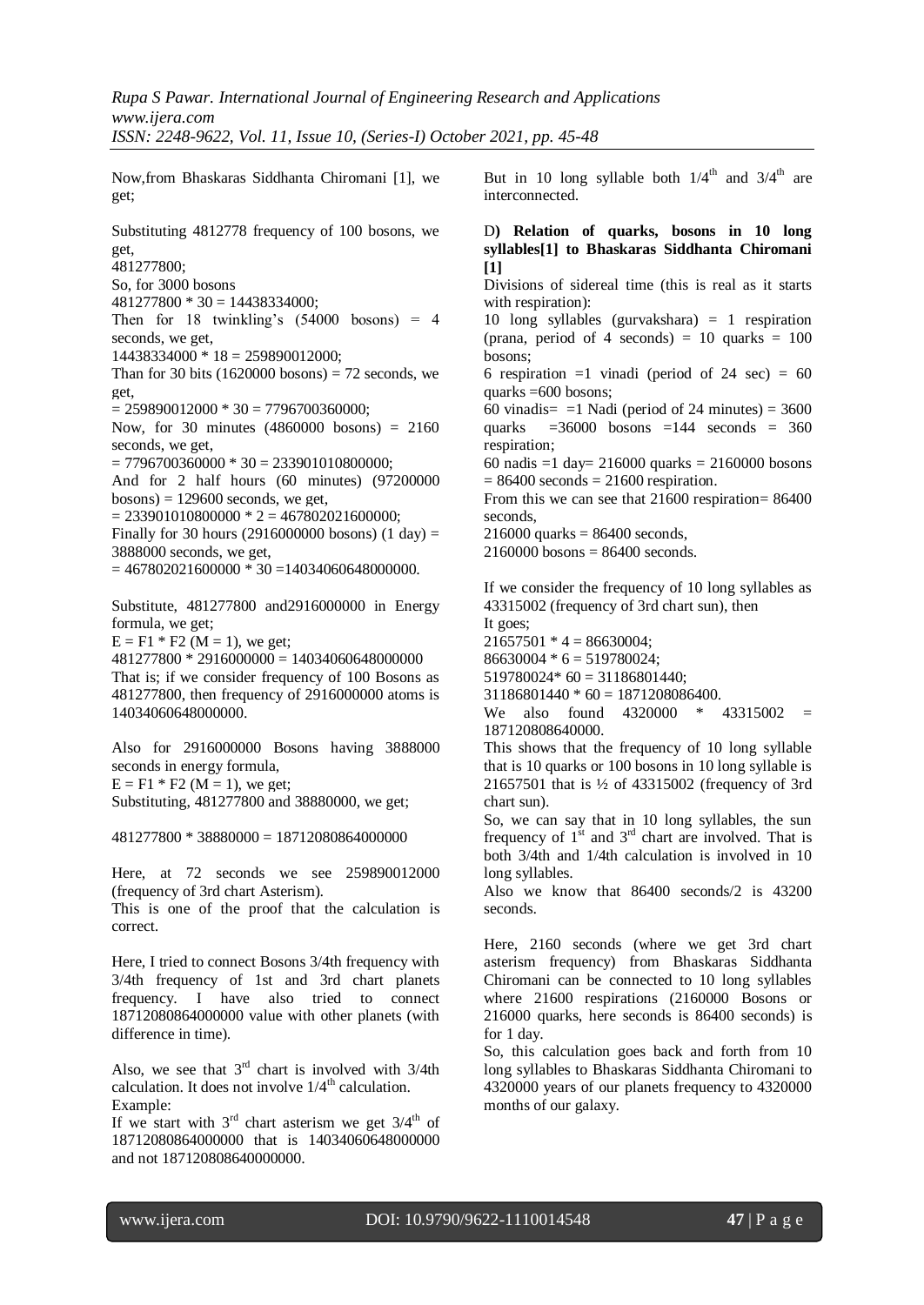Now,from Bhaskaras Siddhanta Chiromani [1], we get;

Substituting 4812778 frequency of 100 bosons, we get,
481277800;
So, for 3000 bosons
481277800 * 30 = 14438334000;
Then for 18 twinkling's (54000 bosons) = 4 seconds, we get,
14438334000 * 18 = 259890012000;
Than for 30 bits (1620000 bosons) = 72 seconds, we get,
= 259890012000 * 30 = 7796700360000;
Now, for 30 minutes (4860000 bosons) = 2160 seconds, we get,
= 7796700360000 * 30 = 233901010800000;
And for 2 half hours (60 minutes) (97200000 bosons) = 129600 seconds, we get,
= 233901010800000 * 2 = 467802021600000;
Finally for 30 hours (2916000000 bosons) (1 day) = 3888000 seconds, we get,
= 467802021600000 * 30 =14034060648000000.

Substitute, 481277800 and2916000000 in Energy formula, we get;
E = F1 * F2 (M = 1), we get;
481277800 * 2916000000 = 14034060648000000
That is; if we consider frequency of 100 Bosons as 481277800, then frequency of 2916000000 atoms is 14034060648000000.

Also for 2916000000 Bosons having 3888000 seconds in energy formula,
E = F1 * F2 (M = 1), we get;
Substituting, 481277800 and 38880000, we get;

481277800 * 38880000 = 18712080864000000

Here, at 72 seconds we see 259890012000 (frequency of 3rd chart Asterism).
This is one of the proof that the calculation is correct.

Here, I tried to connect Bosons 3/4th frequency with 3/4th frequency of 1st and 3rd chart planets frequency. I have also tried to connect 18712080864000000 value with other planets (with difference in time).

Also, we see that 3rd chart is involved with 3/4th calculation. It does not involve 1/4th calculation.
Example:
If we start with 3rd chart asterism we get 3/4th of 18712080864000000 that is 14034060648000000 and not 187120808640000000.

But in 10 long syllable both 1/4th and 3/4th are interconnected.

**D) Relation of quarks, bosons in 10 long syllables[1] to Bhaskaras Siddhanta Chiromani [1]**

Divisions of sidereal time (this is real as it starts with respiration):
10 long syllables (gurvakshara) = 1 respiration (prana, period of 4 seconds) = 10 quarks = 100 bosons;
6 respiration =1 vinadi (period of 24 sec) = 60 quarks =600 bosons;
60 vinadis= =1 Nadi (period of 24 minutes) = 3600 quarks =36000 bosons =144 seconds = 360 respiration;
60 nadis =1 day= 216000 quarks = 2160000 bosons = 86400 seconds = 21600 respiration.
From this we can see that 21600 respiration= 86400 seconds,
216000 quarks = 86400 seconds,
2160000 bosons = 86400 seconds.

If we consider the frequency of 10 long syllables as 43315002 (frequency of 3rd chart sun), then
It goes;
21657501 * 4 = 86630004;
86630004 * 6 = 519780024;
519780024* 60 = 31186801440;
31186801440 * 60 = 1871208086400.
We also found 4320000 * 43315002 = 187120808640000.
This shows that the frequency of 10 long syllable that is 10 quarks or 100 bosons in 10 long syllable is 21657501 that is ½ of 43315002 (frequency of 3rd chart sun).
So, we can say that in 10 long syllables, the sun frequency of 1st and 3rd chart are involved. That is both 3/4th and 1/4th calculation is involved in 10 long syllables.
Also we know that 86400 seconds/2 is 43200 seconds.

Here, 2160 seconds (where we get 3rd chart asterism frequency) from Bhaskaras Siddhanta Chiromani can be connected to 10 long syllables where 21600 respirations (2160000 Bosons or 216000 quarks, here seconds is 86400 seconds) is for 1 day.
So, this calculation goes back and forth from 10 long syllables to Bhaskaras Siddhanta Chiromani to 4320000 years of our planets frequency to 4320000 months of our galaxy.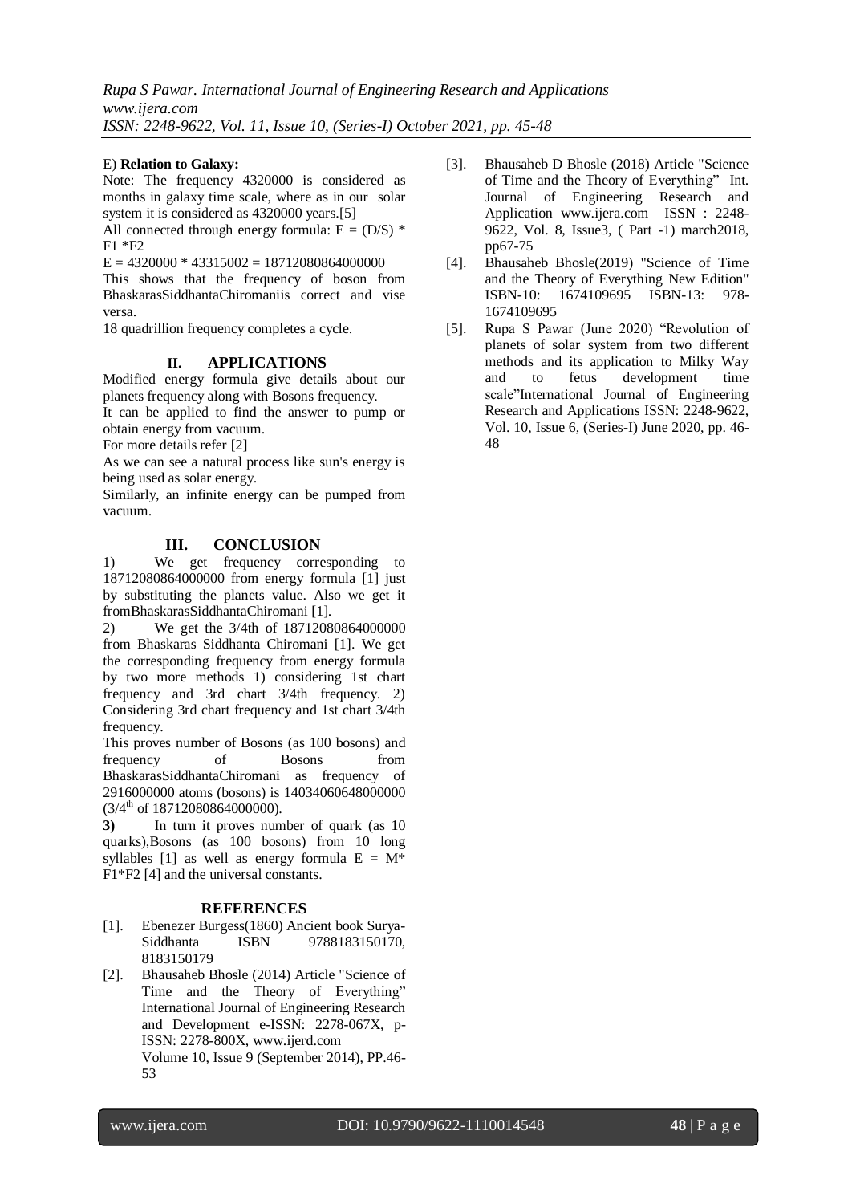E) **Relation to Galaxy:**

Note: The frequency 4320000 is considered as months in galaxy time scale, where as in our solar system it is considered as 4320000 years.[5]

All connected through energy formula: $E = (D/S) * F1 * F2$

$E = 4320000 * 43315002 = 18712080864000000$

This shows that the frequency of boson from BhaskarasSiddhantaChiromaniis correct and vise versa.

18 quadrillion frequency completes a cycle.

## II. APPLICATIONS

Modified energy formula give details about our planets frequency along with Bosons frequency.

It can be applied to find the answer to pump or obtain energy from vacuum.

For more details refer [2]

As we can see a natural process like sun's energy is being used as solar energy.

Similarly, an infinite energy can be pumped from vacuum.

## III. CONCLUSION

1) We get frequency corresponding to 18712080864000000 from energy formula [1] just by substituting the planets value. Also we get it fromBhaskarasSiddhantaChiromani [1].

2) We get the 3/4th of 18712080864000000 from Bhaskaras Siddhanta Chiromani [1]. We get the corresponding frequency from energy formula by two more methods 1) considering 1st chart frequency and 3rd chart 3/4th frequency. 2) Considering 3rd chart frequency and 1st chart 3/4th frequency.

This proves number of Bosons (as 100 bosons) and frequency of Bosons from BhaskarasSiddhantaChiromani as frequency of 2916000000 atoms (bosons) is 14034060648000000 ($3/4^{th}$ of 18712080864000000).

**3)** In turn it proves number of quark (as 10 quarks),Bosons (as 100 bosons) from 10 long syllables [1] as well as energy formula $E = M* F1*F2$ [4] and the universal constants.

## REFERENCES

[1]. Ebenezer Burgess(1860) Ancient book Surya-Siddhanta ISBN 9788183150170, 8183150179

[2]. Bhausaheb Bhosle (2014) Article "Science of Time and the Theory of Everything" International Journal of Engineering Research and Development e-ISSN: 2278-067X, p-ISSN: 2278-800X, www.ijerd.com Volume 10, Issue 9 (September 2014), PP.46-53

[3]. Bhausaheb D Bhosle (2018) Article "Science of Time and the Theory of Everything" Int. Journal of Engineering Research and Application www.ijera.com ISSN : 2248-9622, Vol. 8, Issue3, ( Part -1) march2018, pp67-75

[4]. Bhausaheb Bhosle(2019) "Science of Time and the Theory of Everything New Edition" ISBN-10: 1674109695 ISBN-13: 978-1674109695

[5]. Rupa S Pawar (June 2020) "Revolution of planets of solar system from two different methods and its application to Milky Way and to fetus development time scale"International Journal of Engineering Research and Applications ISSN: 2248-9622, Vol. 10, Issue 6, (Series-I) June 2020, pp. 46-48